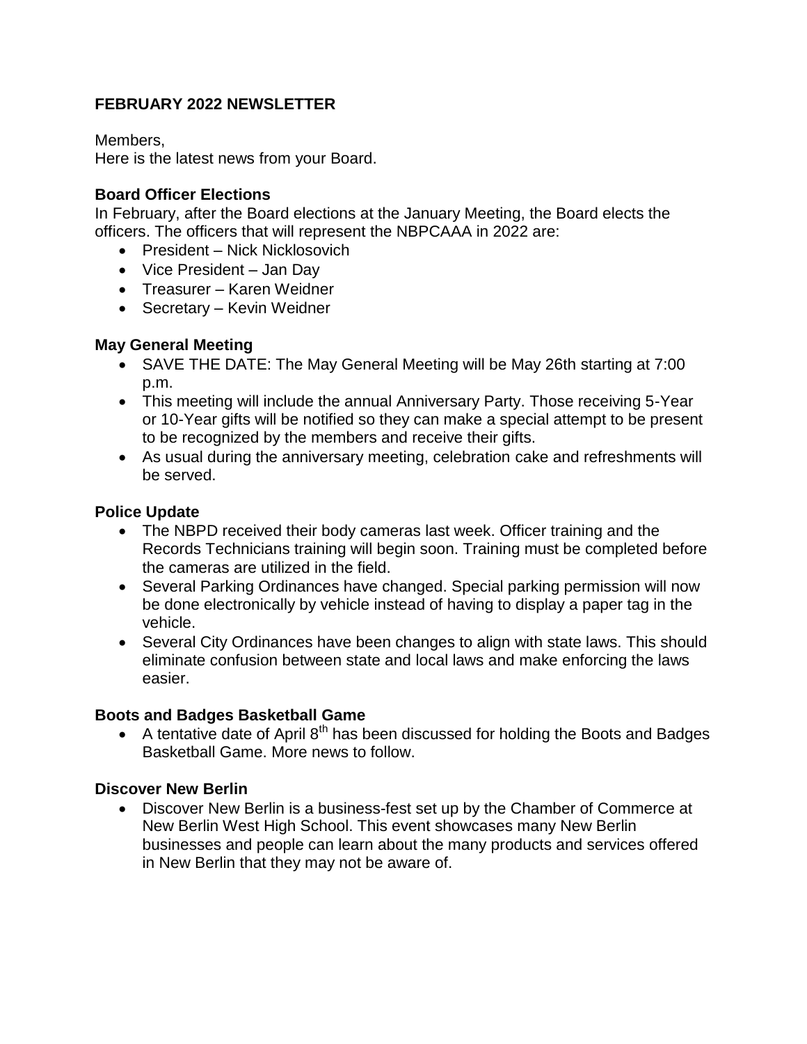**FEBRUARY 2022 NEWSLETTER**

Members,
Here is the latest news from your Board.

**Board Officer Elections**

In February, after the Board elections at the January Meeting, the Board elects the officers. The officers that will represent the NBPCAAA in 2022 are:

- President – Nick Nicklosovich
- Vice President – Jan Day
- Treasurer – Karen Weidner
- Secretary – Kevin Weidner

**May General Meeting**

- SAVE THE DATE: The May General Meeting will be May 26th starting at 7:00 p.m.
- This meeting will include the annual Anniversary Party. Those receiving 5-Year or 10-Year gifts will be notified so they can make a special attempt to be present to be recognized by the members and receive their gifts.
- As usual during the anniversary meeting, celebration cake and refreshments will be served.

**Police Update**

- The NBPD received their body cameras last week. Officer training and the Records Technicians training will begin soon. Training must be completed before the cameras are utilized in the field.
- Several Parking Ordinances have changed. Special parking permission will now be done electronically by vehicle instead of having to display a paper tag in the vehicle.
- Several City Ordinances have been changes to align with state laws. This should eliminate confusion between state and local laws and make enforcing the laws easier.

**Boots and Badges Basketball Game**

- A tentative date of April 8th has been discussed for holding the Boots and Badges Basketball Game. More news to follow.

**Discover New Berlin**

- Discover New Berlin is a business-fest set up by the Chamber of Commerce at New Berlin West High School. This event showcases many New Berlin businesses and people can learn about the many products and services offered in New Berlin that they may not be aware of.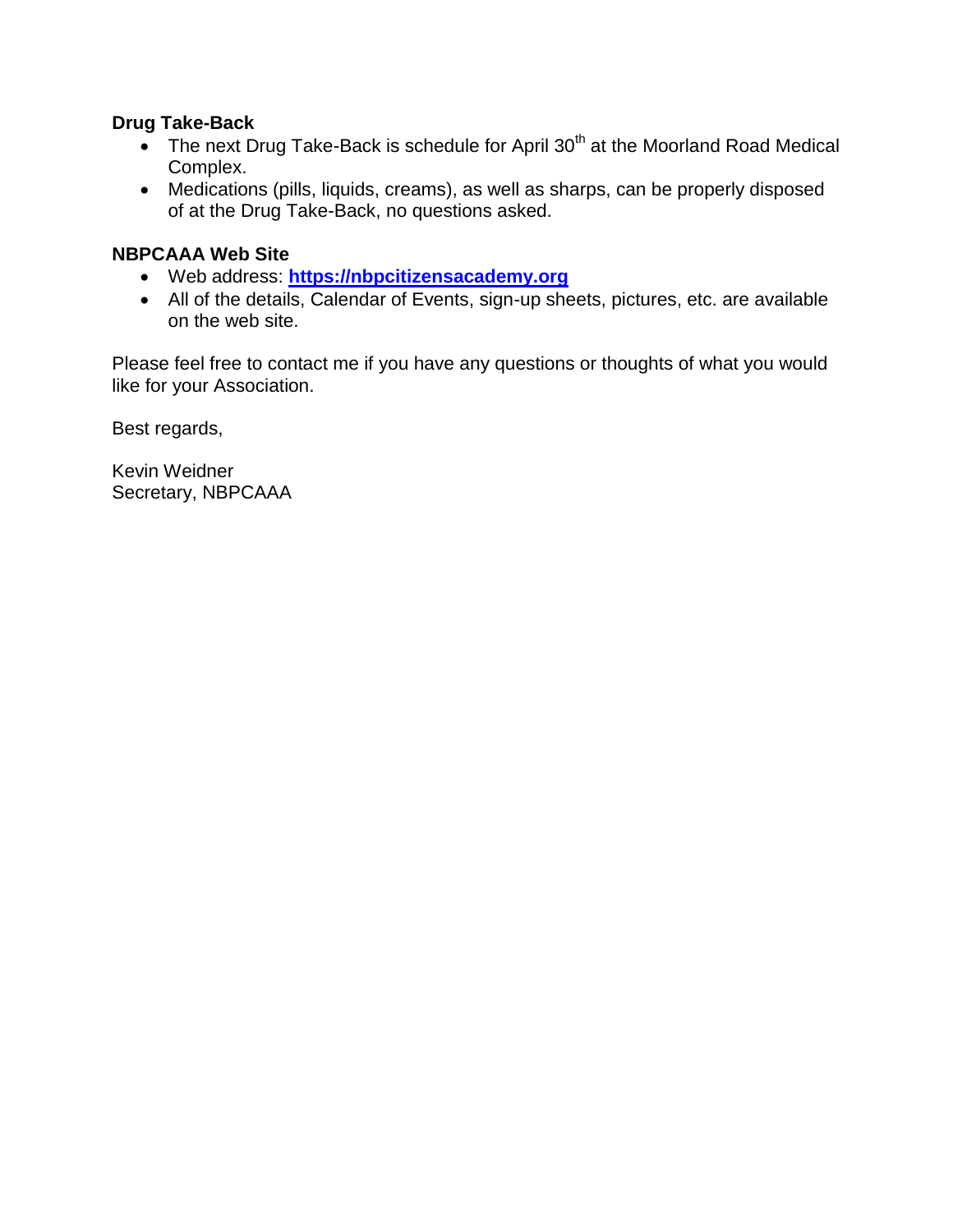**Drug Take-Back**

- The next Drug Take-Back is schedule for April 30th at the Moorland Road Medical Complex.
- Medications (pills, liquids, creams), as well as sharps, can be properly disposed of at the Drug Take-Back, no questions asked.

**NBPCAAA Web Site**

- Web address: **https://nbpcitizensacademy.org**
- All of the details, Calendar of Events, sign-up sheets, pictures, etc. are available on the web site.

Please feel free to contact me if you have any questions or thoughts of what you would like for your Association.

Best regards,

Kevin Weidner
Secretary, NBPCAAA